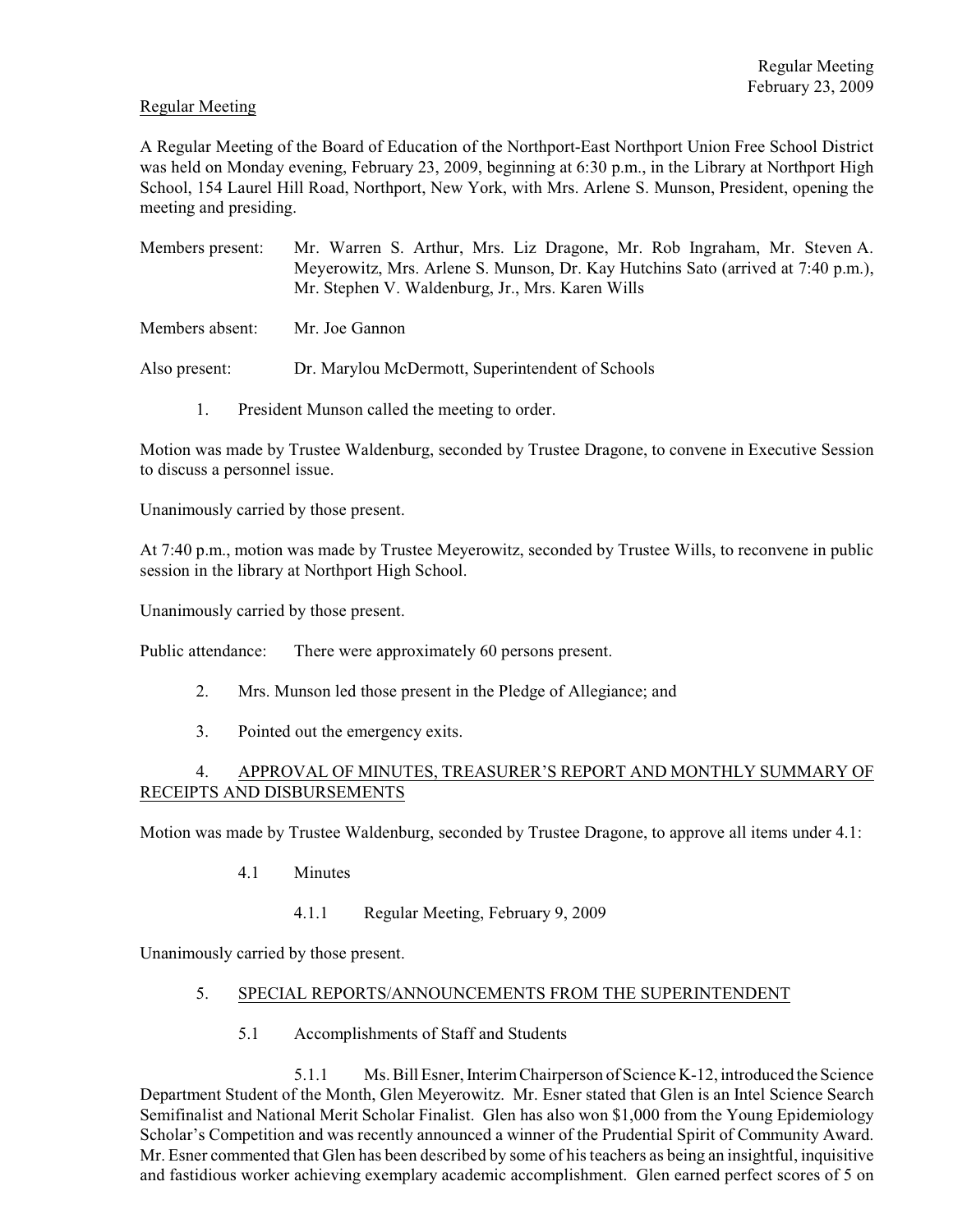Regular Meeting

A Regular Meeting of the Board of Education of the Northport-East Northport Union Free School District was held on Monday evening, February 23, 2009, beginning at 6:30 p.m., in the Library at Northport High School, 154 Laurel Hill Road, Northport, New York, with Mrs. Arlene S. Munson, President, opening the meeting and presiding.

Members present: Mr. Warren S. Arthur, Mrs. Liz Dragone, Mr. Rob Ingraham, Mr. Steven A. Meyerowitz, Mrs. Arlene S. Munson, Dr. Kay Hutchins Sato (arrived at 7:40 p.m.), Mr. Stephen V. Waldenburg, Jr., Mrs. Karen Wills

Members absent: Mr. Joe Gannon

Also present: Dr. Marylou McDermott, Superintendent of Schools

1. President Munson called the meeting to order.

Motion was made by Trustee Waldenburg, seconded by Trustee Dragone, to convene in Executive Session to discuss a personnel issue.

Unanimously carried by those present.

At 7:40 p.m., motion was made by Trustee Meyerowitz, seconded by Trustee Wills, to reconvene in public session in the library at Northport High School.

Unanimously carried by those present.

Public attendance: There were approximately 60 persons present.

2. Mrs. Munson led those present in the Pledge of Allegiance; and

3. Pointed out the emergency exits.

4. APPROVAL OF MINUTES, TREASURER'S REPORT AND MONTHLY SUMMARY OF RECEIPTS AND DISBURSEMENTS

Motion was made by Trustee Waldenburg, seconded by Trustee Dragone, to approve all items under 4.1:

4.1 Minutes

4.1.1 Regular Meeting, February 9, 2009

Unanimously carried by those present.

5. SPECIAL REPORTS/ANNOUNCEMENTS FROM THE SUPERINTENDENT

5.1 Accomplishments of Staff and Students

5.1.1 Ms. Bill Esner, Interim Chairperson of Science K-12, introduced the Science Department Student of the Month, Glen Meyerowitz. Mr. Esner stated that Glen is an Intel Science Search Semifinalist and National Merit Scholar Finalist. Glen has also won $1,000 from the Young Epidemiology Scholar's Competition and was recently announced a winner of the Prudential Spirit of Community Award. Mr. Esner commented that Glen has been described by some of his teachers as being an insightful, inquisitive and fastidious worker achieving exemplary academic accomplishment. Glen earned perfect scores of 5 on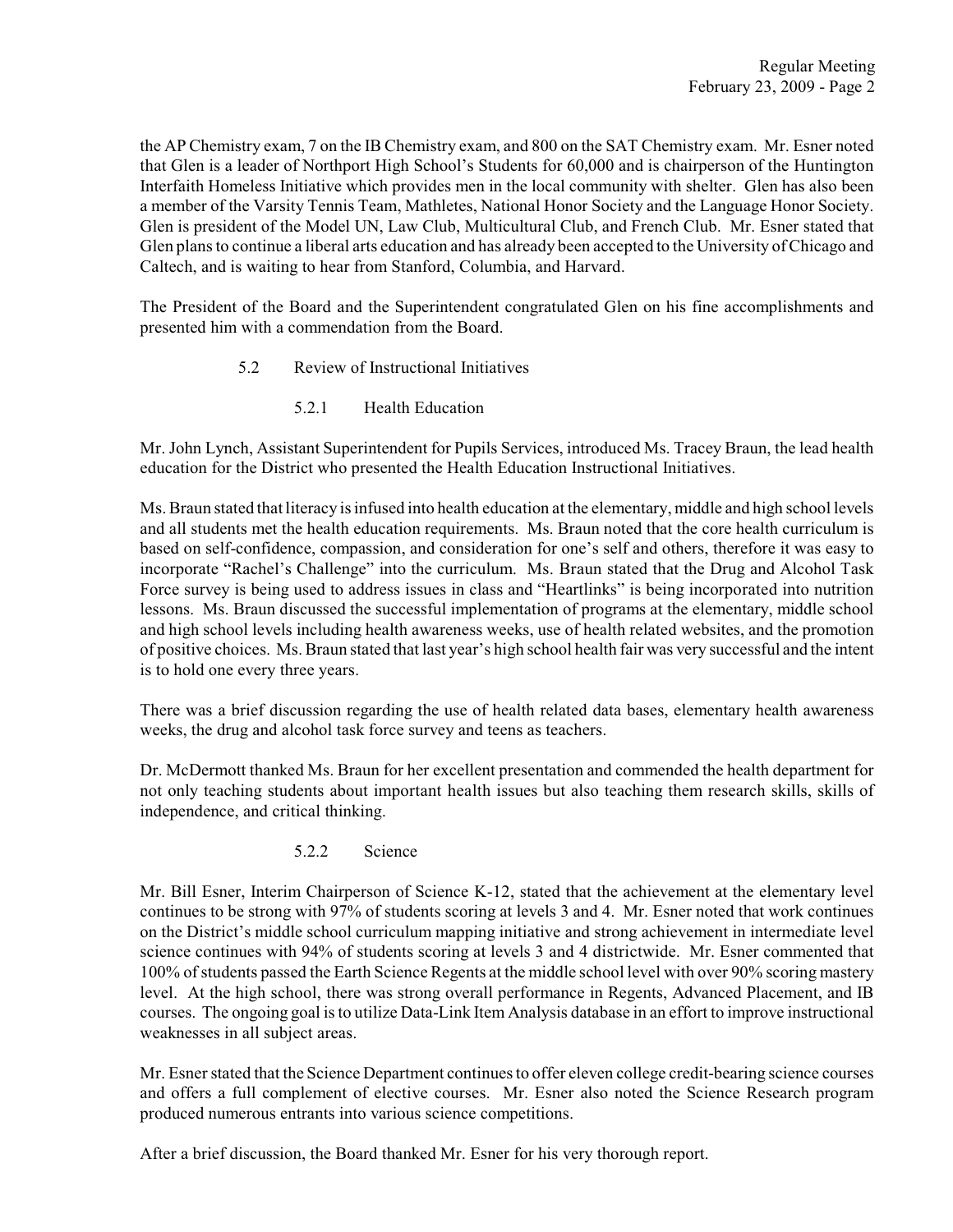the AP Chemistry exam, 7 on the IB Chemistry exam, and 800 on the SAT Chemistry exam. Mr. Esner noted that Glen is a leader of Northport High School's Students for 60,000 and is chairperson of the Huntington Interfaith Homeless Initiative which provides men in the local community with shelter. Glen has also been a member of the Varsity Tennis Team, Mathletes, National Honor Society and the Language Honor Society. Glen is president of the Model UN, Law Club, Multicultural Club, and French Club. Mr. Esner stated that Glen plans to continue a liberal arts education and has already been accepted to the University of Chicago and Caltech, and is waiting to hear from Stanford, Columbia, and Harvard.

The President of the Board and the Superintendent congratulated Glen on his fine accomplishments and presented him with a commendation from the Board.

5.2 Review of Instructional Initiatives

5.2.1 Health Education

Mr. John Lynch, Assistant Superintendent for Pupils Services, introduced Ms. Tracey Braun, the lead health education for the District who presented the Health Education Instructional Initiatives.

Ms. Braun stated that literacy is infused into health education at the elementary, middle and high school levels and all students met the health education requirements. Ms. Braun noted that the core health curriculum is based on self-confidence, compassion, and consideration for one's self and others, therefore it was easy to incorporate "Rachel's Challenge" into the curriculum. Ms. Braun stated that the Drug and Alcohol Task Force survey is being used to address issues in class and "Heartlinks" is being incorporated into nutrition lessons. Ms. Braun discussed the successful implementation of programs at the elementary, middle school and high school levels including health awareness weeks, use of health related websites, and the promotion of positive choices. Ms. Braun stated that last year's high school health fair was very successful and the intent is to hold one every three years.

There was a brief discussion regarding the use of health related data bases, elementary health awareness weeks, the drug and alcohol task force survey and teens as teachers.

Dr. McDermott thanked Ms. Braun for her excellent presentation and commended the health department for not only teaching students about important health issues but also teaching them research skills, skills of independence, and critical thinking.

5.2.2 Science

Mr. Bill Esner, Interim Chairperson of Science K-12, stated that the achievement at the elementary level continues to be strong with 97% of students scoring at levels 3 and 4. Mr. Esner noted that work continues on the District's middle school curriculum mapping initiative and strong achievement in intermediate level science continues with 94% of students scoring at levels 3 and 4 districtwide. Mr. Esner commented that 100% of students passed the Earth Science Regents at the middle school level with over 90% scoring mastery level. At the high school, there was strong overall performance in Regents, Advanced Placement, and IB courses. The ongoing goal is to utilize Data-Link Item Analysis database in an effort to improve instructional weaknesses in all subject areas.

Mr. Esner stated that the Science Department continues to offer eleven college credit-bearing science courses and offers a full complement of elective courses. Mr. Esner also noted the Science Research program produced numerous entrants into various science competitions.

After a brief discussion, the Board thanked Mr. Esner for his very thorough report.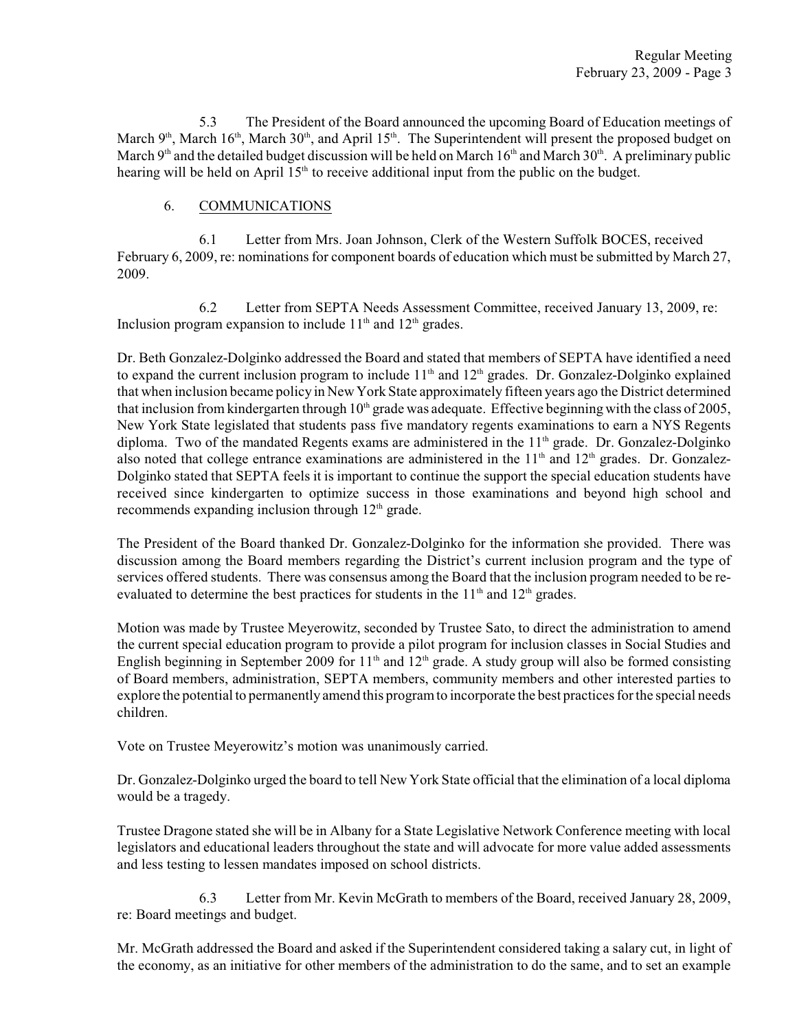5.3 The President of the Board announced the upcoming Board of Education meetings of March 9th, March 16th, March 30th, and April 15th. The Superintendent will present the proposed budget on March 9th and the detailed budget discussion will be held on March 16th and March 30th. A preliminary public hearing will be held on April 15th to receive additional input from the public on the budget.

6. COMMUNICATIONS

6.1 Letter from Mrs. Joan Johnson, Clerk of the Western Suffolk BOCES, received February 6, 2009, re: nominations for component boards of education which must be submitted by March 27, 2009.

6.2 Letter from SEPTA Needs Assessment Committee, received January 13, 2009, re: Inclusion program expansion to include 11th and 12th grades.

Dr. Beth Gonzalez-Dolginko addressed the Board and stated that members of SEPTA have identified a need to expand the current inclusion program to include 11th and 12th grades. Dr. Gonzalez-Dolginko explained that when inclusion became policy in New York State approximately fifteen years ago the District determined that inclusion from kindergarten through 10th grade was adequate. Effective beginning with the class of 2005, New York State legislated that students pass five mandatory regents examinations to earn a NYS Regents diploma. Two of the mandated Regents exams are administered in the 11th grade. Dr. Gonzalez-Dolginko also noted that college entrance examinations are administered in the 11th and 12th grades. Dr. Gonzalez-Dolginko stated that SEPTA feels it is important to continue the support the special education students have received since kindergarten to optimize success in those examinations and beyond high school and recommends expanding inclusion through 12th grade.

The President of the Board thanked Dr. Gonzalez-Dolginko for the information she provided. There was discussion among the Board members regarding the District's current inclusion program and the type of services offered students. There was consensus among the Board that the inclusion program needed to be re-evaluated to determine the best practices for students in the 11th and 12th grades.

Motion was made by Trustee Meyerowitz, seconded by Trustee Sato, to direct the administration to amend the current special education program to provide a pilot program for inclusion classes in Social Studies and English beginning in September 2009 for 11th and 12th grade. A study group will also be formed consisting of Board members, administration, SEPTA members, community members and other interested parties to explore the potential to permanently amend this program to incorporate the best practices for the special needs children.

Vote on Trustee Meyerowitz's motion was unanimously carried.

Dr. Gonzalez-Dolginko urged the board to tell New York State official that the elimination of a local diploma would be a tragedy.

Trustee Dragone stated she will be in Albany for a State Legislative Network Conference meeting with local legislators and educational leaders throughout the state and will advocate for more value added assessments and less testing to lessen mandates imposed on school districts.

6.3 Letter from Mr. Kevin McGrath to members of the Board, received January 28, 2009, re: Board meetings and budget.

Mr. McGrath addressed the Board and asked if the Superintendent considered taking a salary cut, in light of the economy, as an initiative for other members of the administration to do the same, and to set an example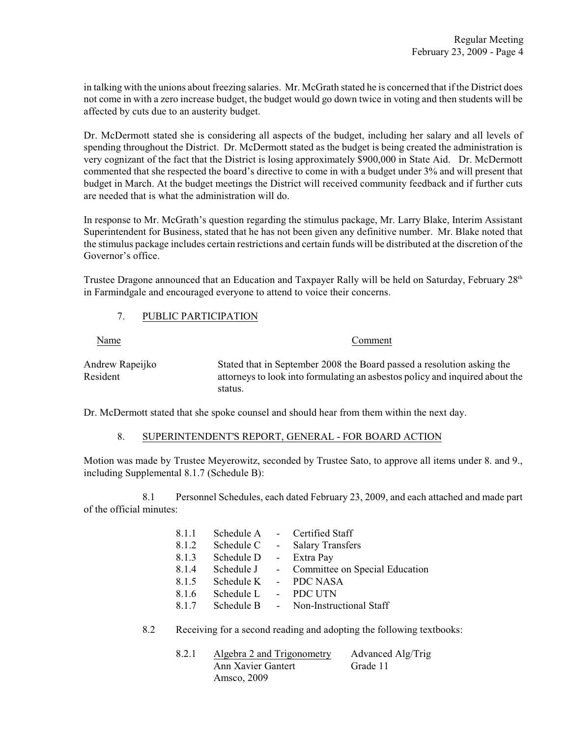in talking with the unions about freezing salaries. Mr. McGrath stated he is concerned that if the District does not come in with a zero increase budget, the budget would go down twice in voting and then students will be affected by cuts due to an austerity budget.

Dr. McDermott stated she is considering all aspects of the budget, including her salary and all levels of spending throughout the District. Dr. McDermott stated as the budget is being created the administration is very cognizant of the fact that the District is losing approximately $900,000 in State Aid. Dr. McDermott commented that she respected the board's directive to come in with a budget under 3% and will present that budget in March. At the budget meetings the District will received community feedback and if further cuts are needed that is what the administration will do.

In response to Mr. McGrath's question regarding the stimulus package, Mr. Larry Blake, Interim Assistant Superintendent for Business, stated that he has not been given any definitive number. Mr. Blake noted that the stimulus package includes certain restrictions and certain funds will be distributed at the discretion of the Governor's office.

Trustee Dragone announced that an Education and Taxpayer Rally will be held on Saturday, February 28th in Farmindgale and encouraged everyone to attend to voice their concerns.

7. PUBLIC PARTICIPATION

| Name | Comment |
|---|---|
| Andrew Rapeijko<br>Resident | Stated that in September 2008 the Board passed a resolution asking the attorneys to look into formulating an asbestos policy and inquired about the status. |

Dr. McDermott stated that she spoke counsel and should hear from them within the next day.

8. SUPERINTENDENT'S REPORT, GENERAL - FOR BOARD ACTION

Motion was made by Trustee Meyerowitz, seconded by Trustee Sato, to approve all items under 8. and 9., including Supplemental 8.1.7 (Schedule B):

8.1 Personnel Schedules, each dated February 23, 2009, and each attached and made part of the official minutes:

| | | | |
|---|---|---|---|
| 8.1.1 | Schedule A | - | Certified Staff |
| 8.1.2 | Schedule C | - | Salary Transfers |
| 8.1.3 | Schedule D | - | Extra Pay |
| 8.1.4 | Schedule J | - | Committee on Special Education |
| 8.1.5 | Schedule K | - | PDC NASA |
| 8.1.6 | Schedule L | - | PDC UTN |
| 8.1.7 | Schedule B | - | Non-Instructional Staff |

8.2 Receiving for a second reading and adopting the following textbooks:

| | | |
|---|---|---|
| 8.2.1 | Algebra 2 and Trigonometry<br>Ann Xavier Gantert<br>Amsco, 2009 | Advanced Alg/Trig<br>Grade 11 |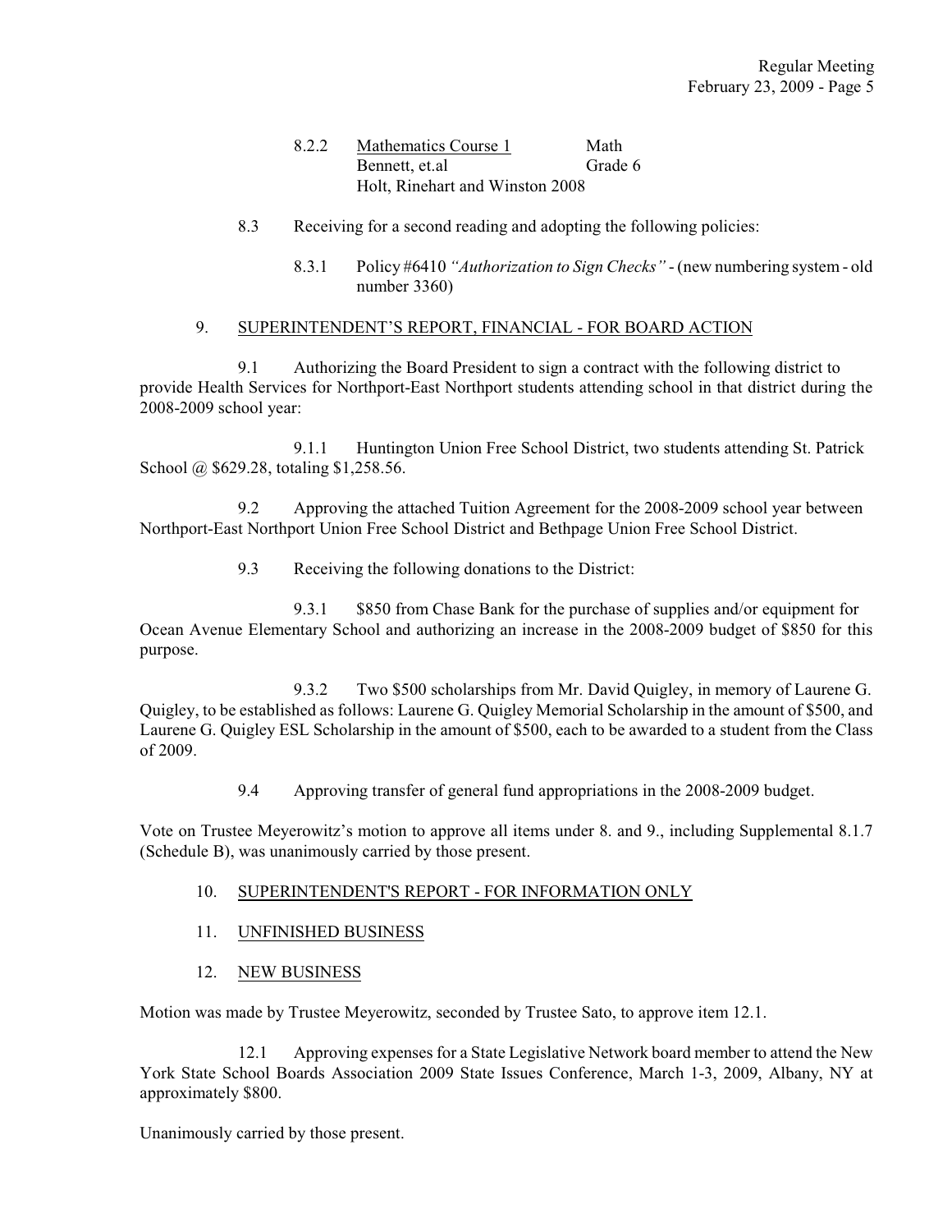8.2.2 Mathematics Course 1 Math
Bennett, et.al Grade 6
Holt, Rinehart and Winston 2008

8.3 Receiving for a second reading and adopting the following policies:

8.3.1 Policy #6410 *"Authorization to Sign Checks"* - (new numbering system - old number 3360)

9. SUPERINTENDENT'S REPORT, FINANCIAL - FOR BOARD ACTION

9.1 Authorizing the Board President to sign a contract with the following district to provide Health Services for Northport-East Northport students attending school in that district during the 2008-2009 school year:

9.1.1 Huntington Union Free School District, two students attending St. Patrick School @ $629.28, totaling $1,258.56.

9.2 Approving the attached Tuition Agreement for the 2008-2009 school year between Northport-East Northport Union Free School District and Bethpage Union Free School District.

9.3 Receiving the following donations to the District:

9.3.1 $850 from Chase Bank for the purchase of supplies and/or equipment for Ocean Avenue Elementary School and authorizing an increase in the 2008-2009 budget of $850 for this purpose.

9.3.2 Two $500 scholarships from Mr. David Quigley, in memory of Laurene G. Quigley, to be established as follows: Laurene G. Quigley Memorial Scholarship in the amount of $500, and Laurene G. Quigley ESL Scholarship in the amount of $500, each to be awarded to a student from the Class of 2009.

9.4 Approving transfer of general fund appropriations in the 2008-2009 budget.

Vote on Trustee Meyerowitz's motion to approve all items under 8. and 9., including Supplemental 8.1.7 (Schedule B), was unanimously carried by those present.

10. SUPERINTENDENT'S REPORT - FOR INFORMATION ONLY

11. UNFINISHED BUSINESS

12. NEW BUSINESS

Motion was made by Trustee Meyerowitz, seconded by Trustee Sato, to approve item 12.1.

12.1 Approving expenses for a State Legislative Network board member to attend the New York State School Boards Association 2009 State Issues Conference, March 1-3, 2009, Albany, NY at approximately $800.

Unanimously carried by those present.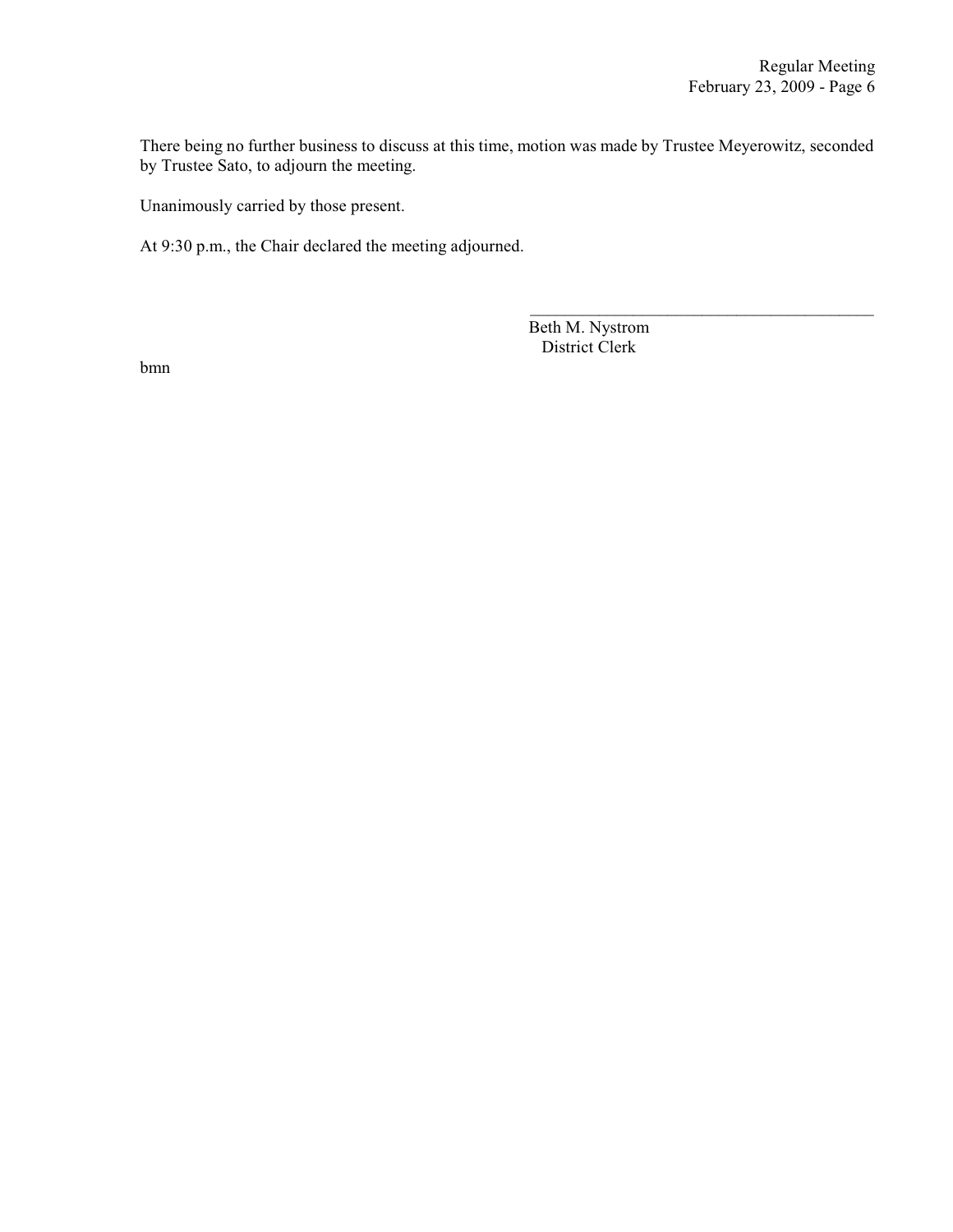There being no further business to discuss at this time, motion was made by Trustee Meyerowitz, seconded by Trustee Sato, to adjourn the meeting.

Unanimously carried by those present.

At 9:30 p.m., the Chair declared the meeting adjourned.

\_\_\_\_\_\_\_\_\_\_\_\_\_\_\_\_\_\_\_\_\_\_\_\_\_\_\_\_\_\_\_\_\_\_\_\_\_\_\_\_

Beth M. Nystrom
District Clerk

bmn